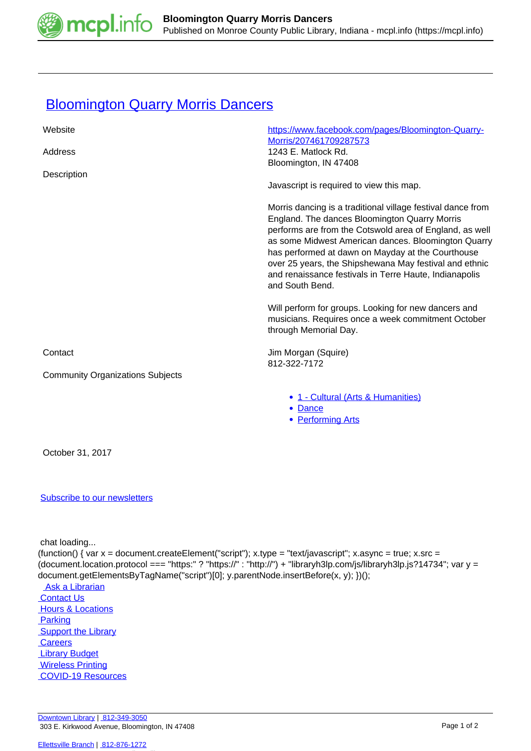# Bloomington Quarry Morris Dancers

| | |
|---|---|
| Website | https://www.facebook.com/pages/Bloomington-Quarry-Morris/207461709287573 |
| Address | 1243 E. Matlock Rd.<br>Bloomington, IN 47408 |
| Description | Javascript is required to view this map.<br><br>Morris dancing is a traditional village festival dance from England. The dances Bloomington Quarry Morris performs are from the Cotswold area of England, as well as some Midwest American dances. Bloomington Quarry has performed at dawn on Mayday at the Courthouse over 25 years, the Shipshewana May festival and ethnic and renaissance festivals in Terre Haute, Indianapolis and South Bend.<br><br>Will perform for groups. Looking for new dancers and musicians. Requires once a week commitment October through Memorial Day. |
| Contact | Jim Morgan (Squire)<br>812-322-7172 |
| Community Organizations Subjects | • 1 - Cultural (Arts & Humanities)<br>• Dance<br>• Performing Arts |

October 31, 2017

Subscribe to our newsletters

chat loading...

```
(function() { var x = document.createElement("script"); x.type = "text/javascript"; x.async = true; x.src = (document.location.protocol === "https:" ? "https://" : "http://") + "libraryh3lp.com/js/libraryh3lp.js?14734"; var y = document.getElementsByTagName("script")[0]; y.parentNode.insertBefore(x, y); })();
```

- Ask a Librarian
- Contact Us
- Hours & Locations
- Parking
- Support the Library
- Careers
- Library Budget
- Wireless Printing
- COVID-19 Resources

Downtown Library | 812-349-3050
303 E. Kirkwood Avenue, Bloomington, IN 47408

Ellettsville Branch | 812-876-1272